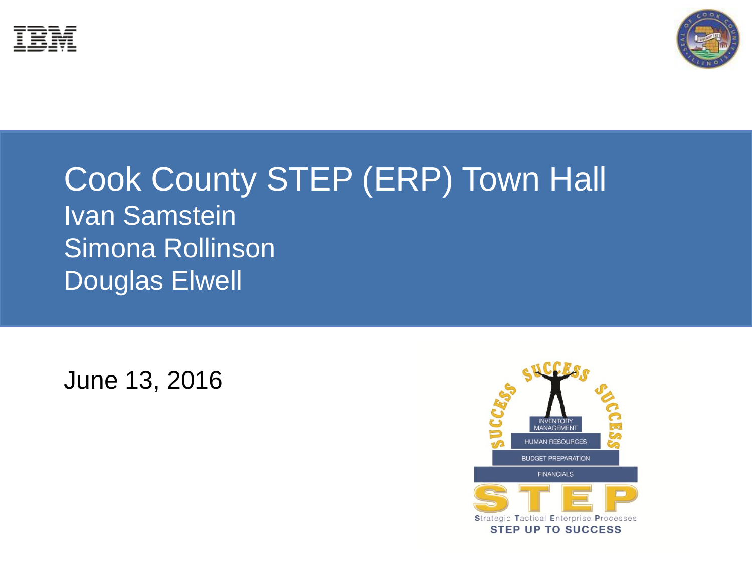# Cook County STEP (ERP) Town Hall

Ivan Samstein

Simona Rollinson

Douglas Elwell

June 13, 2016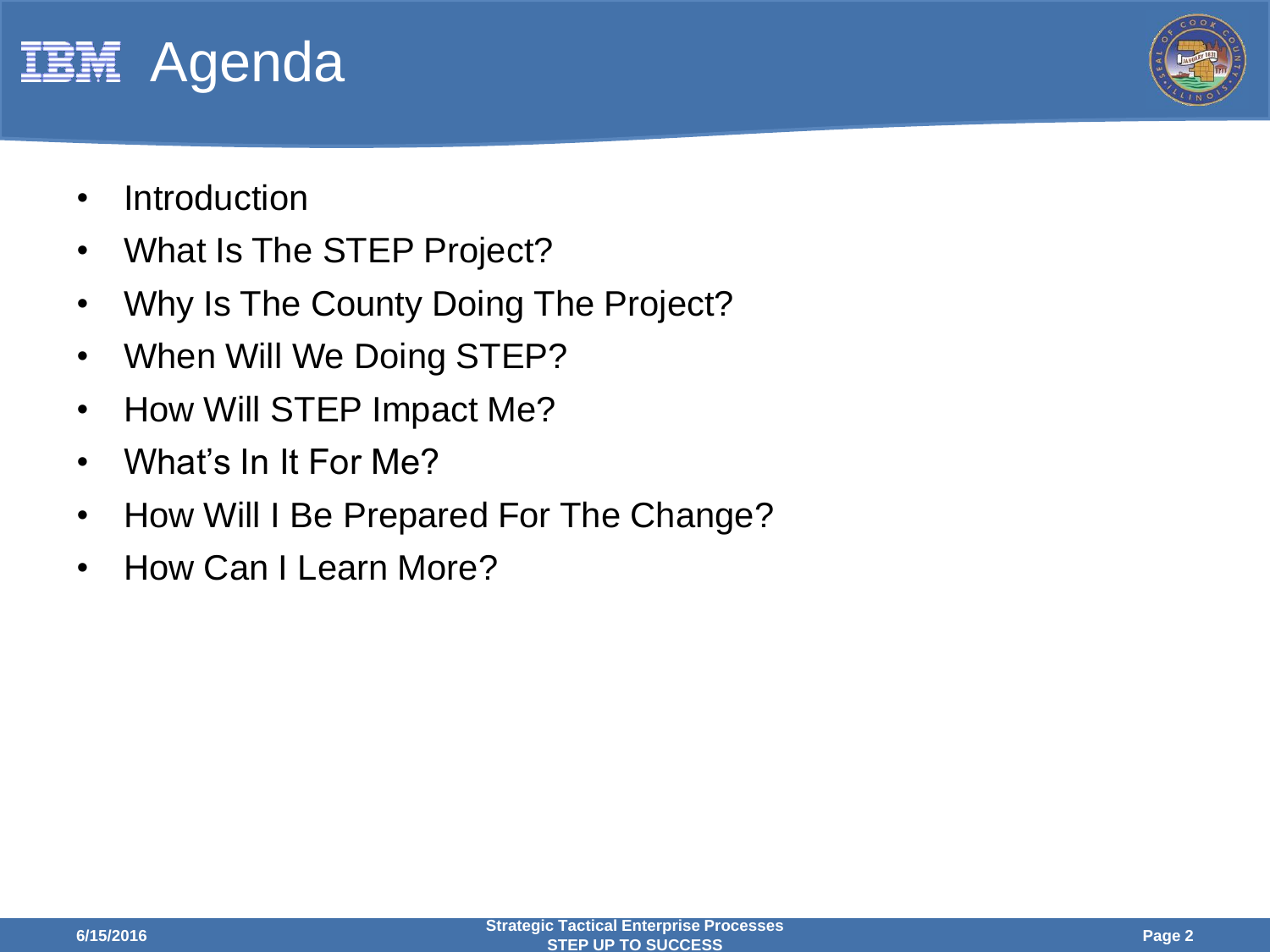# Agenda

- Introduction
- What Is The STEP Project?
- Why Is The County Doing The Project?
- When Will We Doing STEP?
- How Will STEP Impact Me?
- What's In It For Me?
- How Will I Be Prepared For The Change?
- How Can I Learn More?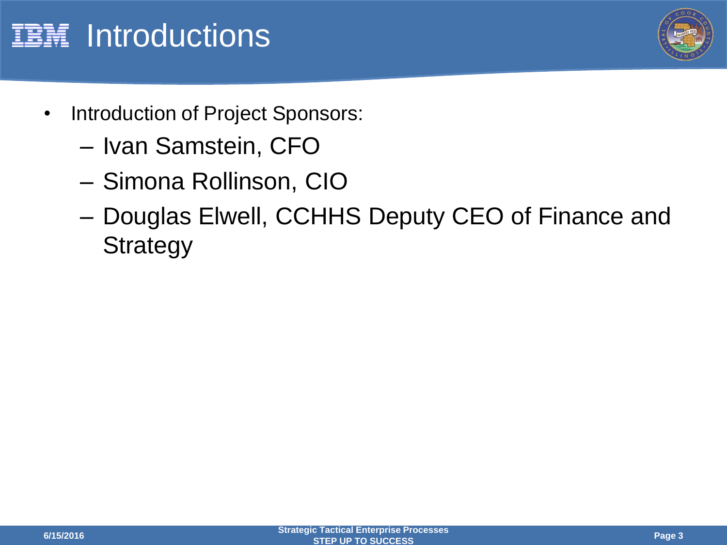# Introductions

- Introduction of Project Sponsors:
  - Ivan Samstein, CFO
  - Simona Rollinson, CIO
  - Douglas Elwell, CCHHS Deputy CEO of Finance and Strategy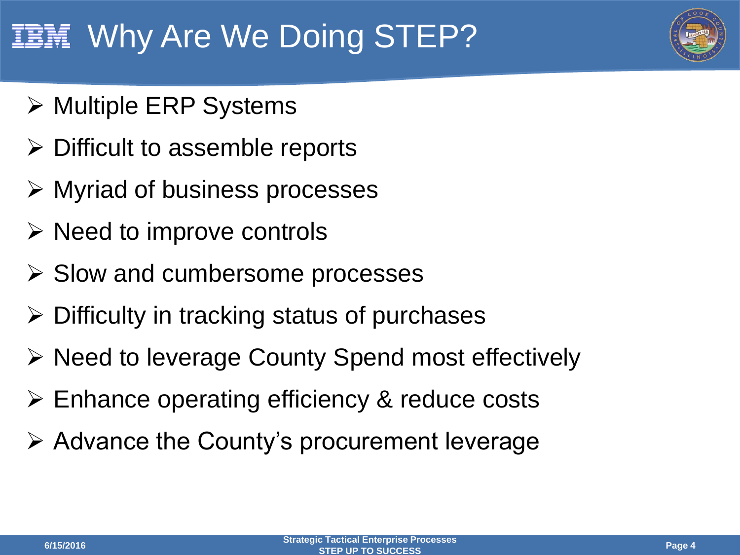# Why Are We Doing STEP?

- Multiple ERP Systems
- Difficult to assemble reports
- Myriad of business processes
- Need to improve controls
- Slow and cumbersome processes
- Difficulty in tracking status of purchases
- Need to leverage County Spend most effectively
- Enhance operating efficiency & reduce costs
- Advance the County's procurement leverage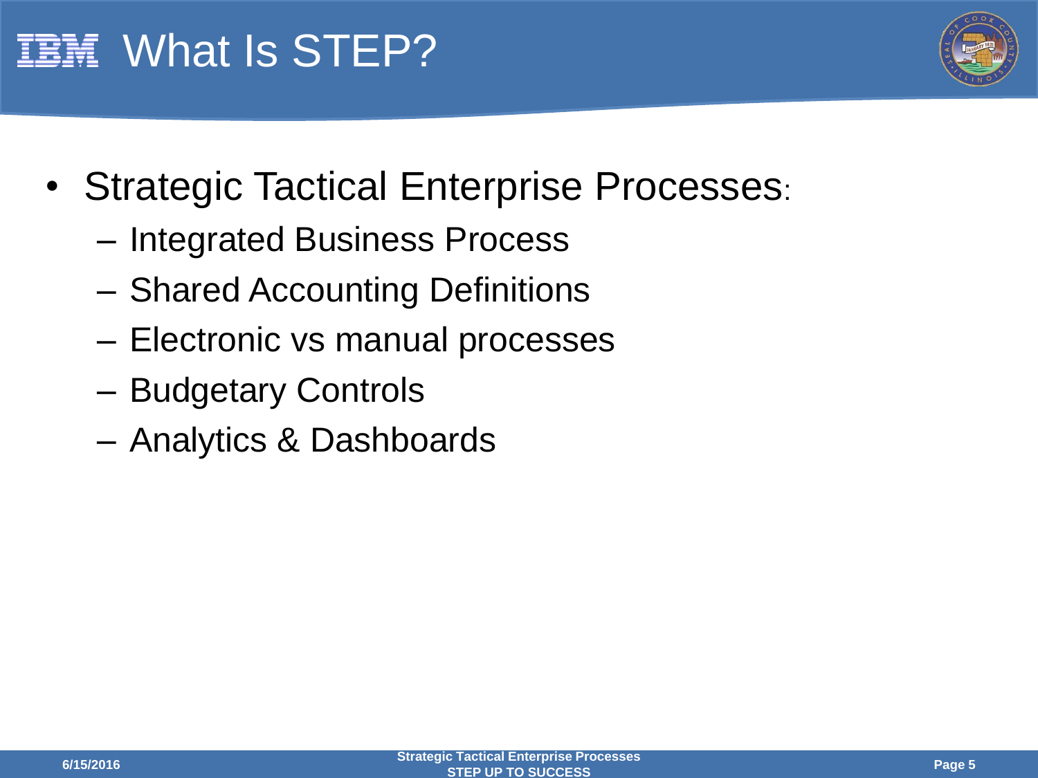# What Is STEP?

- Strategic Tactical Enterprise Processes:
  - Integrated Business Process
  - Shared Accounting Definitions
  - Electronic vs manual processes
  - Budgetary Controls
  - Analytics & Dashboards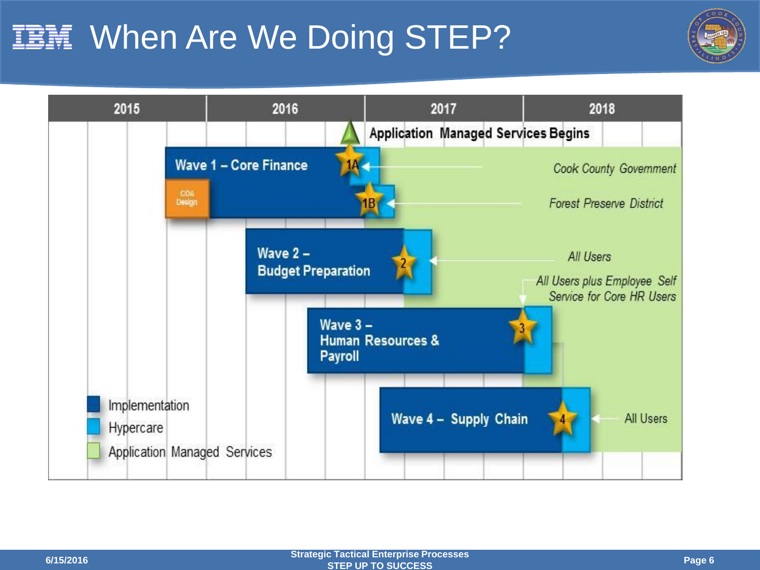# When Are We Doing STEP?

| 2015 | 2016 | 2017 | 2018 |
|---|---|---|---|

Application Managed Services Begins

- **Wave 1 – Core Finance** (COA Design)
  - 1A → Cook County Government
  - 1B → Forest Preserve District
- **Wave 2 – Budget Preparation**
  - 2 → All Users
- **Wave 3 – Human Resources & Payroll**
  - 3 → All Users plus Employee Self Service for Core HR Users
- **Wave 4 – Supply Chain**
  - 4 → All Users

Legend:

- Implementation
- Hypercare
- Application Managed Services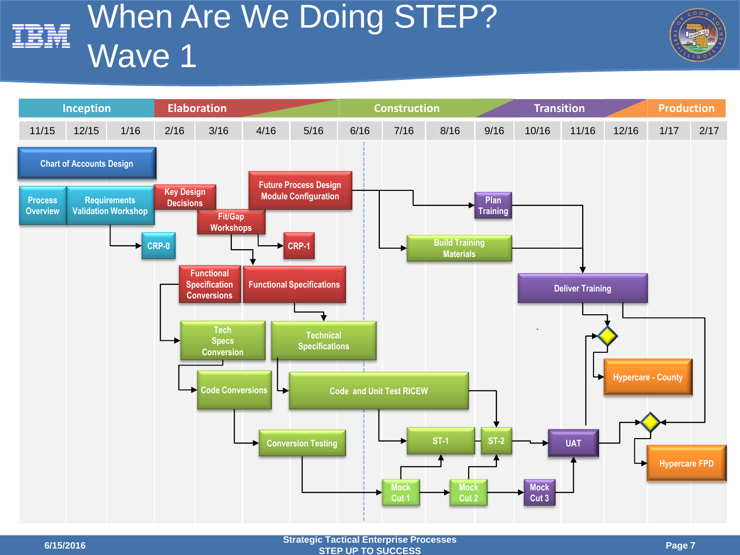# When Are We Doing STEP? Wave 1

| Inception | | | Elaboration | | | | Construction | | | Transition | | | Production | |
|---|---|---|---|---|---|---|---|---|---|---|---|---|---|---|
| 11/15 | 12/15 | 1/16 | 2/16 | 3/16 | 4/16 | 5/16 | 6/16 | 7/16 | 8/16 | 9/16 | 10/16 | 11/16 | 12/16 | 1/17 | 2/17 |

- Chart of Accounts Design
- Process Overview
- Requirements Validation Workshop
- CRP-0
- Key Design Decisions
- Fit/Gap Workshops
- Future Process Design Module Configuration
- CRP-1
- Functional Specification Conversions
- Functional Specifications
- Tech Specs Conversion
- Technical Specifications
- Code Conversions
- Code and Unit Test RICEW
- Conversion Testing
- Plan Training
- Build Training Materials
- Deliver Training
- ST-1
- ST-2
- UAT
- Mock Cut 1
- Mock Cut 2
- Mock Cut 3
- Hypercare - County
- Hypercare FPD

Strategic Tactical Enterprise Processes
STEP UP TO SUCCESS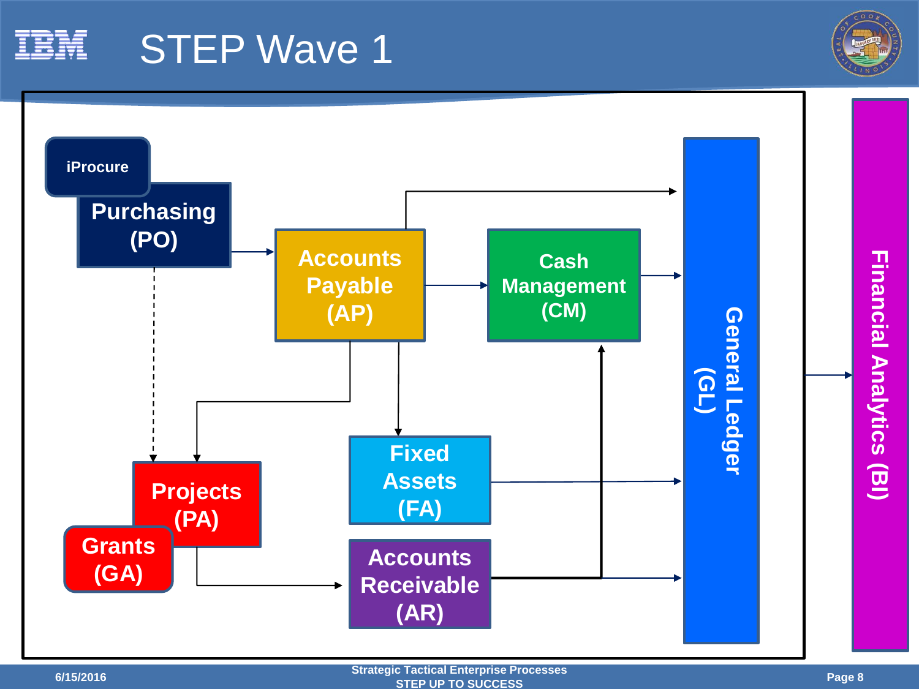# STEP Wave 1

- iProcure
- Purchasing (PO)
- Accounts Payable (AP)
- Cash Management (CM)
- Fixed Assets (FA)
- Projects (PA)
- Grants (GA)
- Accounts Receivable (AR)
- General Ledger (GL)
- Financial Analytics (BI)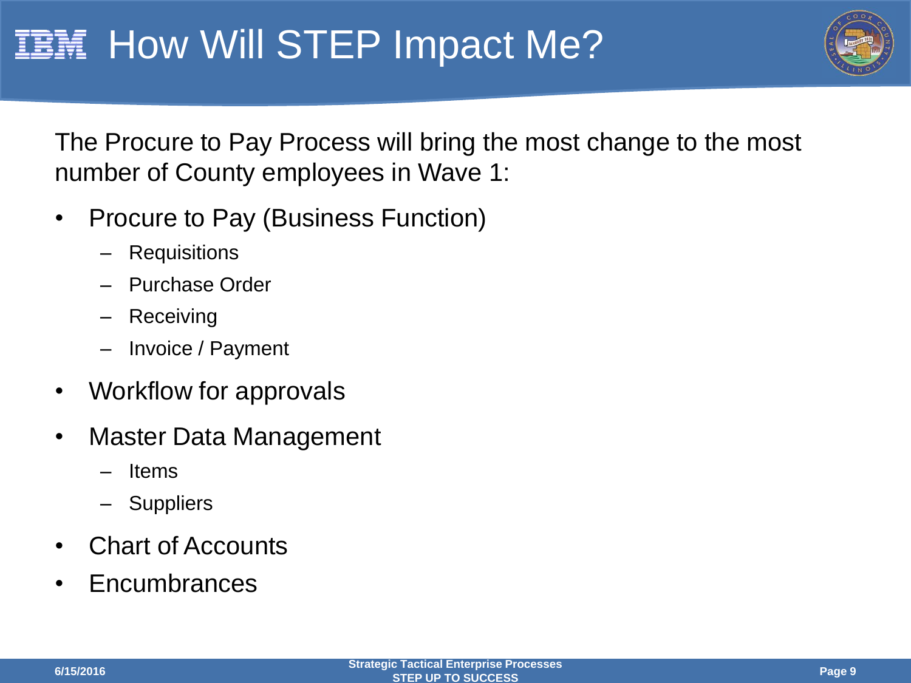# How Will STEP Impact Me?

The Procure to Pay Process will bring the most change to the most number of County employees in Wave 1:

- Procure to Pay (Business Function)
  - Requisitions
  - Purchase Order
  - Receiving
  - Invoice / Payment
- Workflow for approvals
- Master Data Management
  - Items
  - Suppliers
- Chart of Accounts
- Encumbrances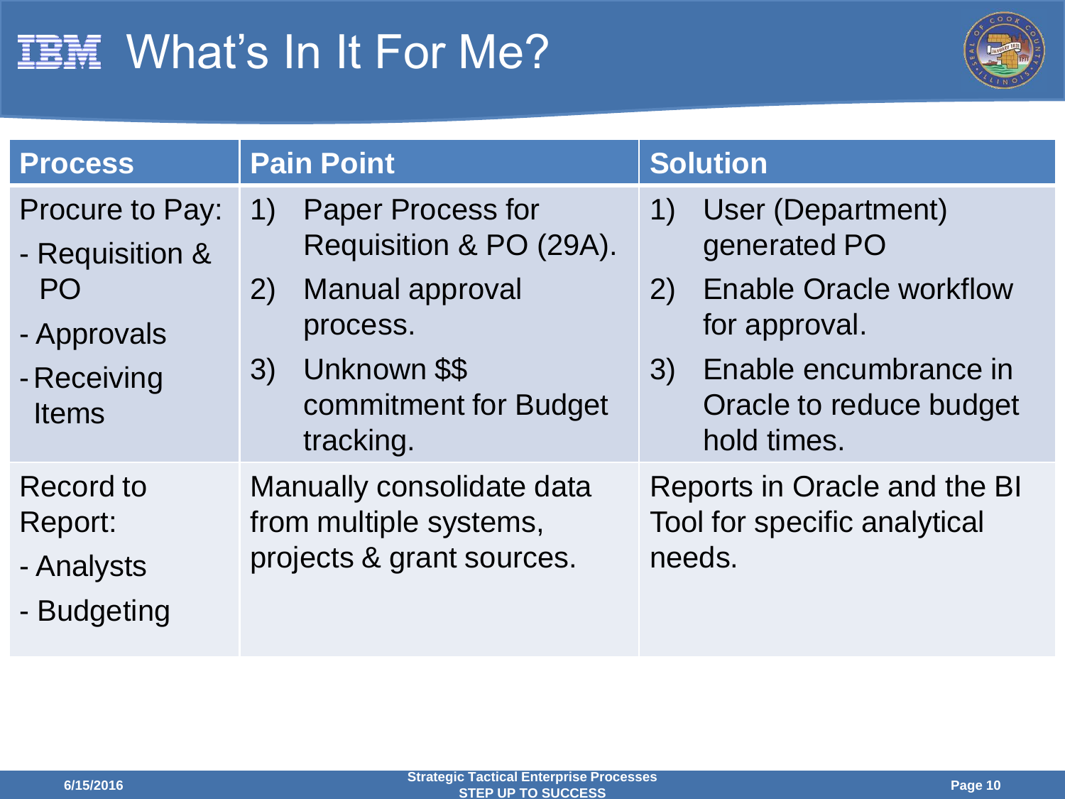# What's In It For Me?

| Process | Pain Point | Solution |
|---|---|---|
| Procure to Pay:<br>- Requisition & PO<br>- Approvals<br>- Receiving Items | 1) Paper Process for Requisition & PO (29A).<br>2) Manual approval process.<br>3) Unknown $$ commitment for Budget tracking. | 1) User (Department) generated PO<br>2) Enable Oracle workflow for approval.<br>3) Enable encumbrance in Oracle to reduce budget hold times. |
| Record to Report:<br>- Analysts<br>- Budgeting | Manually consolidate data from multiple systems, projects & grant sources. | Reports in Oracle and the BI Tool for specific analytical needs. |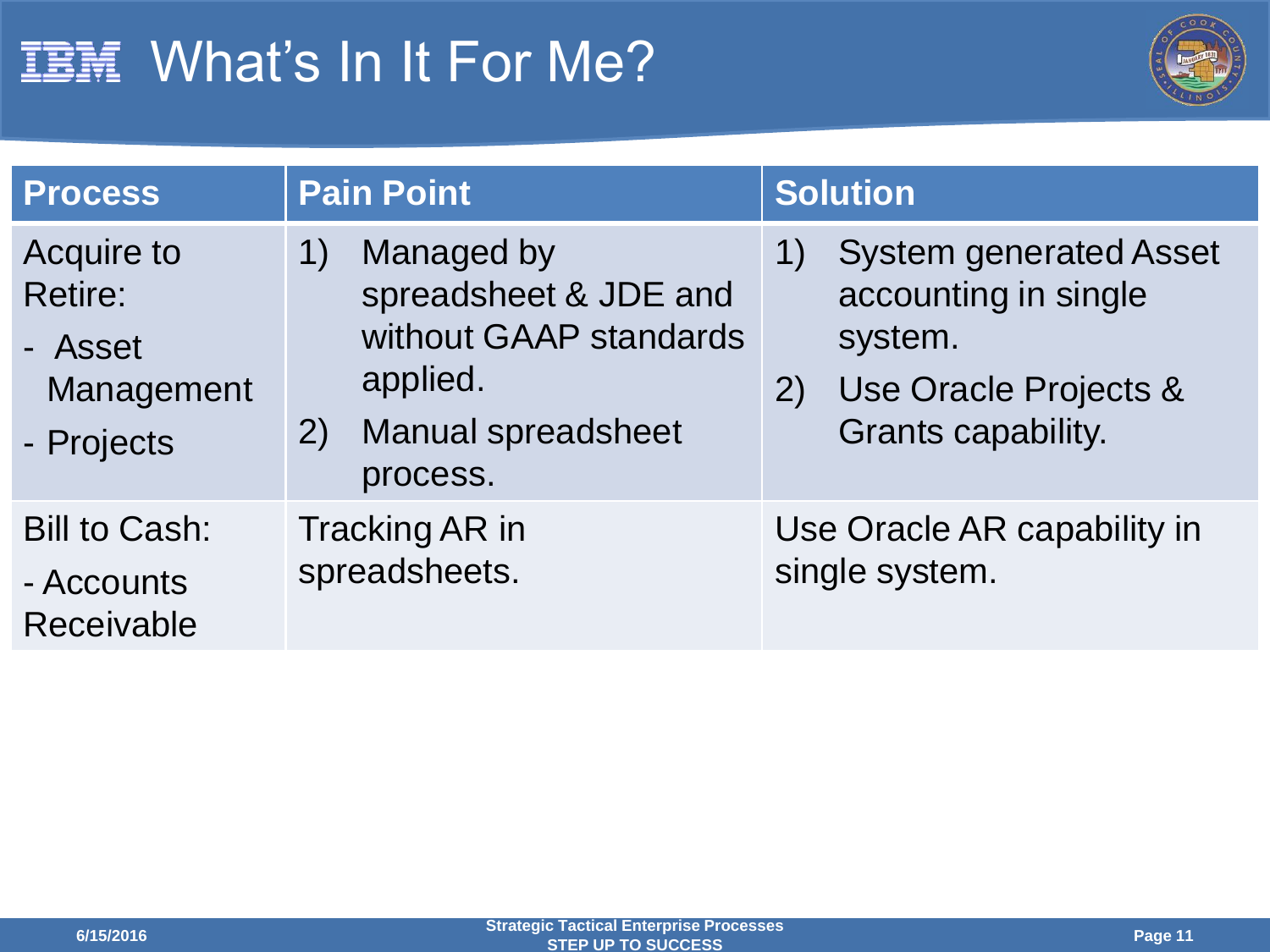# What's In It For Me?

| Process | Pain Point | Solution |
|---|---|---|
| Acquire to Retire:<br>- Asset Management<br>- Projects | 1) Managed by spreadsheet & JDE and without GAAP standards applied.<br>2) Manual spreadsheet process. | 1) System generated Asset accounting in single system.<br>2) Use Oracle Projects & Grants capability. |
| Bill to Cash:<br>- Accounts Receivable | Tracking AR in spreadsheets. | Use Oracle AR capability in single system. |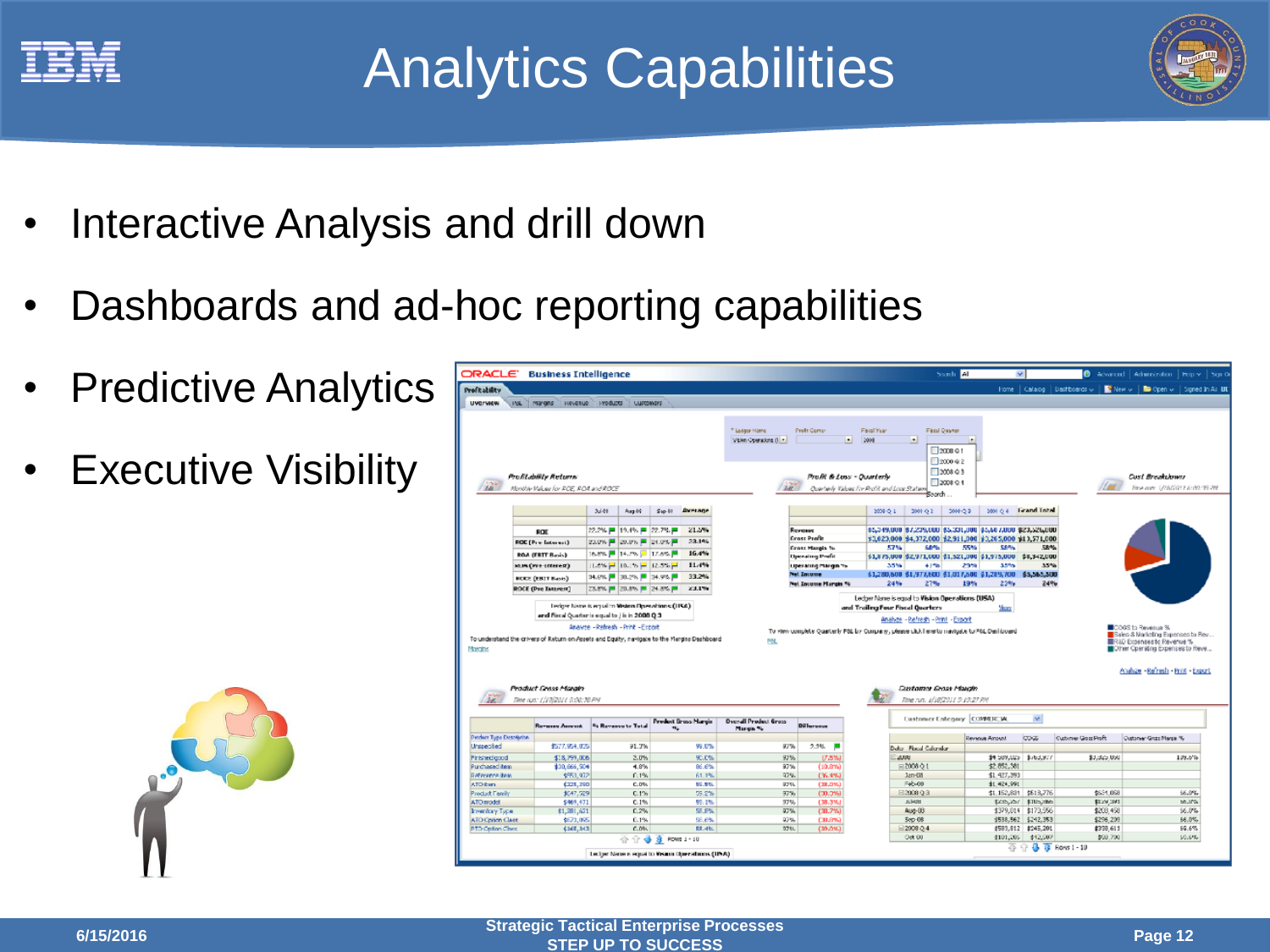# Analytics Capabilities

- Interactive Analysis and drill down
- Dashboards and ad-hoc reporting capabilities
- Predictive Analytics
- Executive Visibility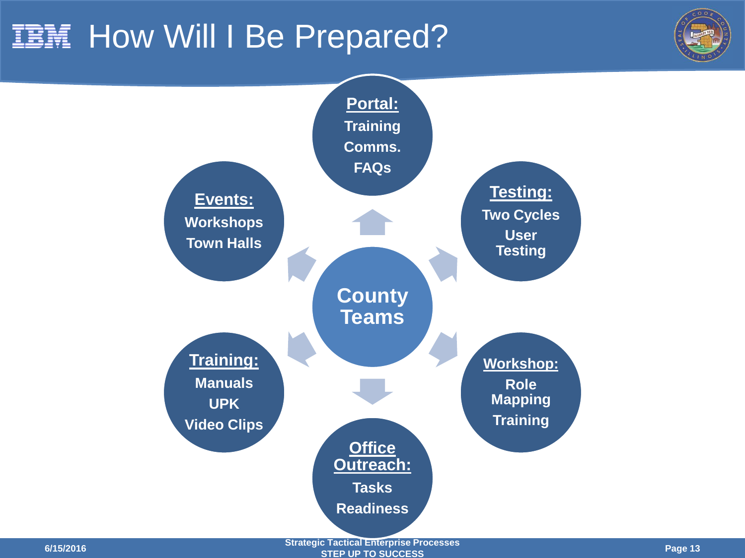# How Will I Be Prepared?

**County Teams**

- **Portal:** Training, Comms., FAQs
- **Testing:** Two Cycles, User Testing
- **Workshop:** Role Mapping, Training
- **Office Outreach:** Tasks, Readiness
- **Training:** Manuals, UPK, Video Clips
- **Events:** Workshops, Town Halls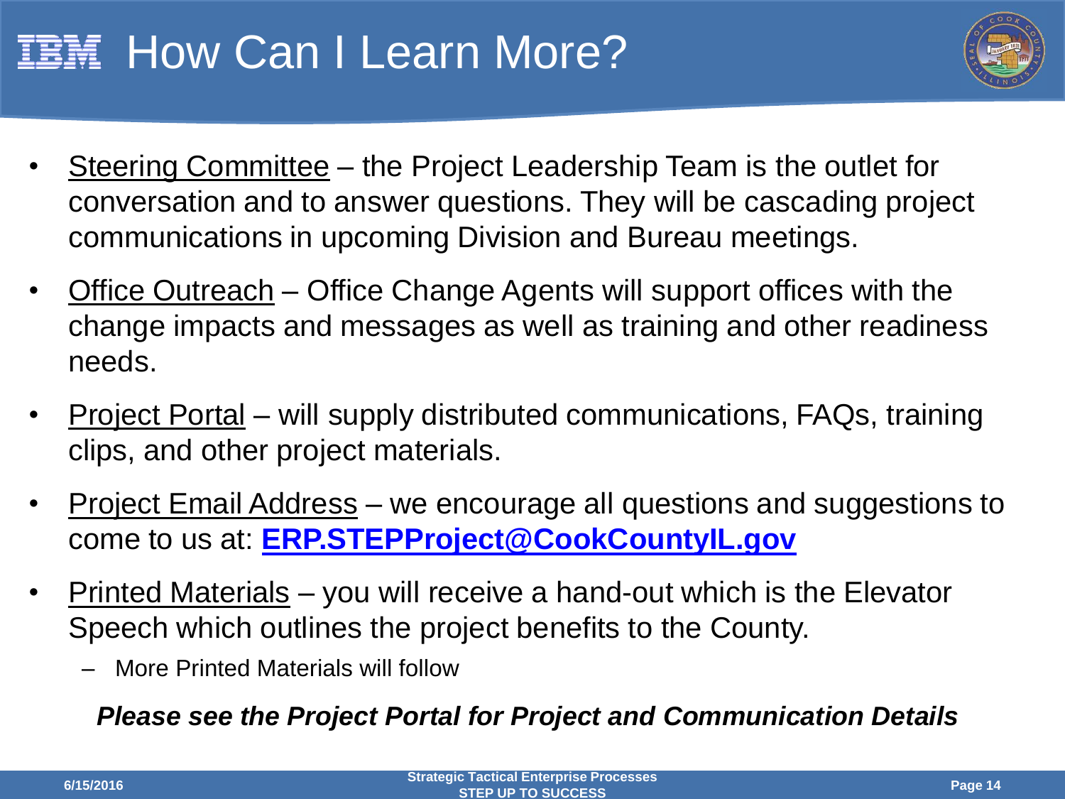# How Can I Learn More?

- Steering Committee – the Project Leadership Team is the outlet for conversation and to answer questions. They will be cascading project communications in upcoming Division and Bureau meetings.
- Office Outreach – Office Change Agents will support offices with the change impacts and messages as well as training and other readiness needs.
- Project Portal – will supply distributed communications, FAQs, training clips, and other project materials.
- Project Email Address – we encourage all questions and suggestions to come to us at: **ERP.STEPProject@CookCountyIL.gov**
- Printed Materials – you will receive a hand-out which is the Elevator Speech which outlines the project benefits to the County.
  - More Printed Materials will follow

***Please see the Project Portal for Project and Communication Details***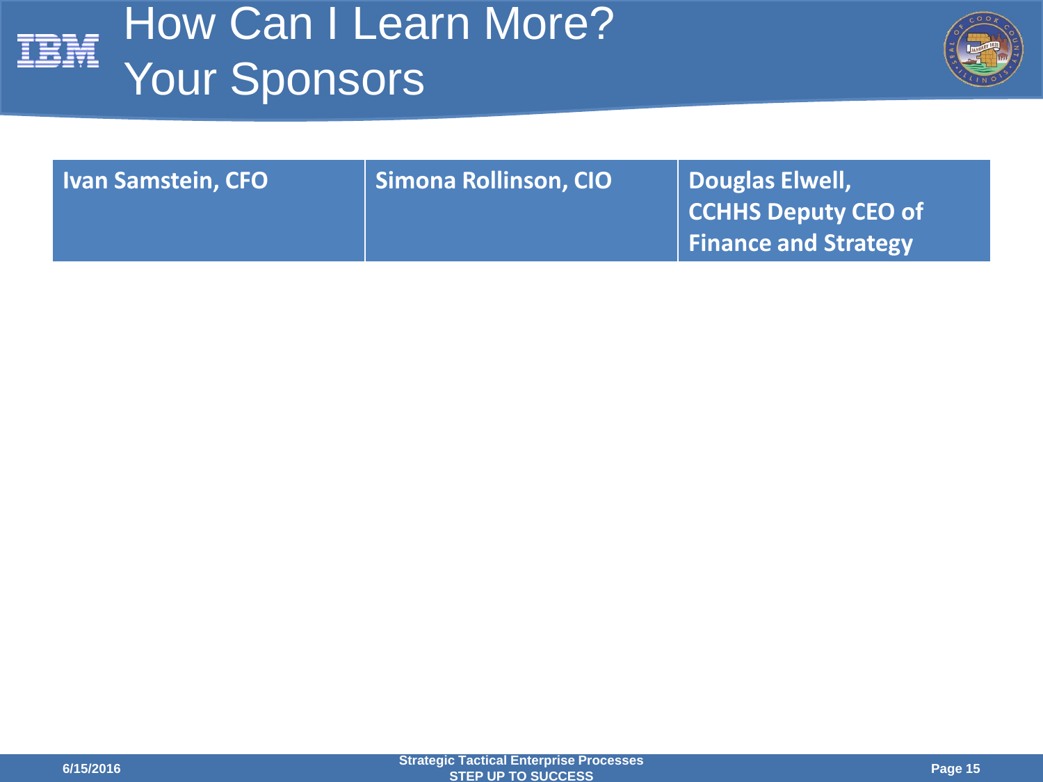# How Can I Learn More?
## Your Sponsors

| Ivan Samstein, CFO | Simona Rollinson, CIO | Douglas Elwell, CCHHS Deputy CEO of Finance and Strategy |
|---|---|---|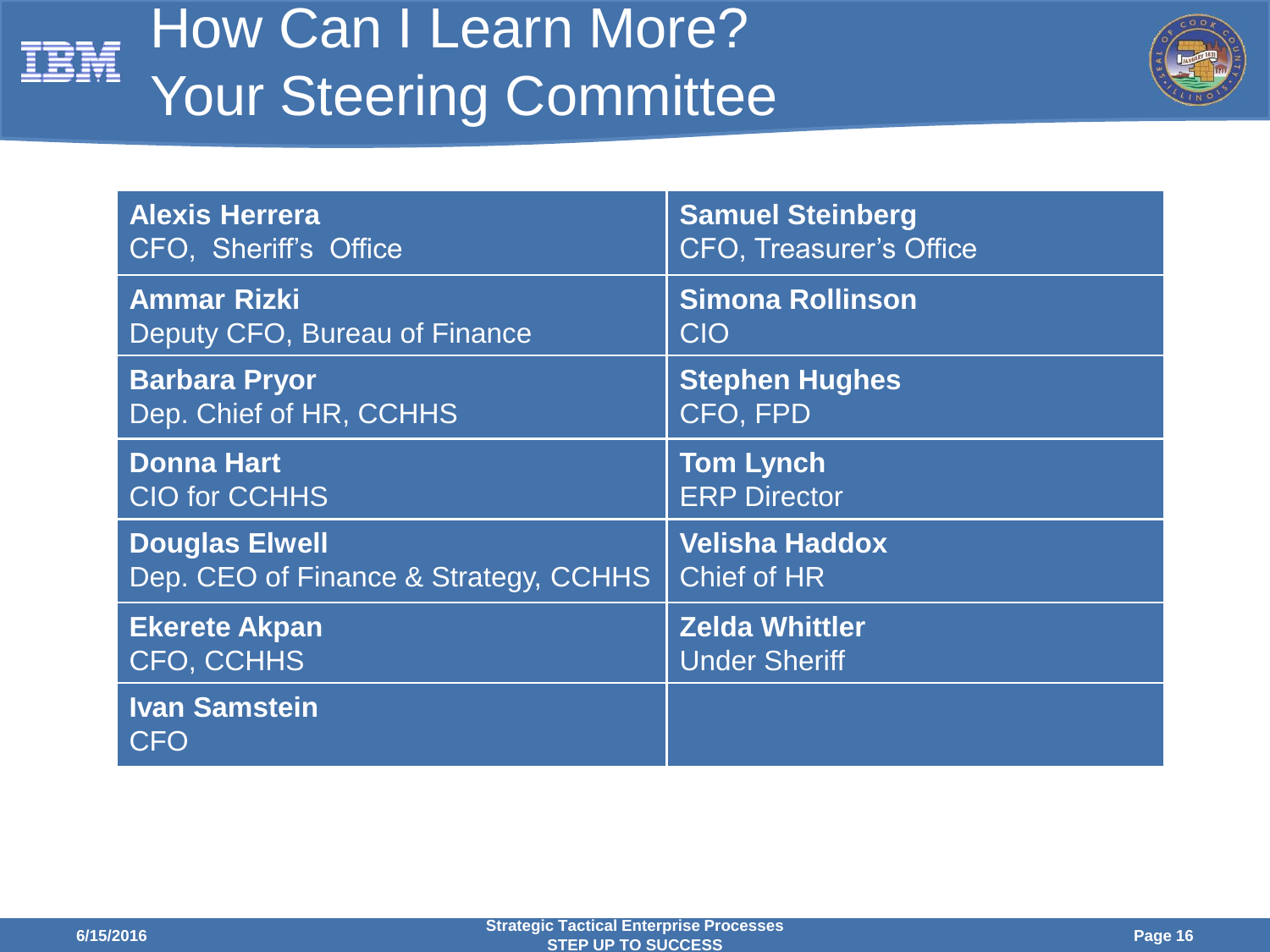# How Can I Learn More? Your Steering Committee

| | |
|---|---|
| **Alexis Herrera**<br>CFO, Sheriff's Office | **Samuel Steinberg**<br>CFO, Treasurer's Office |
| **Ammar Rizki**<br>Deputy CFO, Bureau of Finance | **Simona Rollinson**<br>CIO |
| **Barbara Pryor**<br>Dep. Chief of HR, CCHHS | **Stephen Hughes**<br>CFO, FPD |
| **Donna Hart**<br>CIO for CCHHS | **Tom Lynch**<br>ERP Director |
| **Douglas Elwell**<br>Dep. CEO of Finance & Strategy, CCHHS | **Velisha Haddox**<br>Chief of HR |
| **Ekerete Akpan**<br>CFO, CCHHS | **Zelda Whittler**<br>Under Sheriff |
| **Ivan Samstein**<br>CFO | |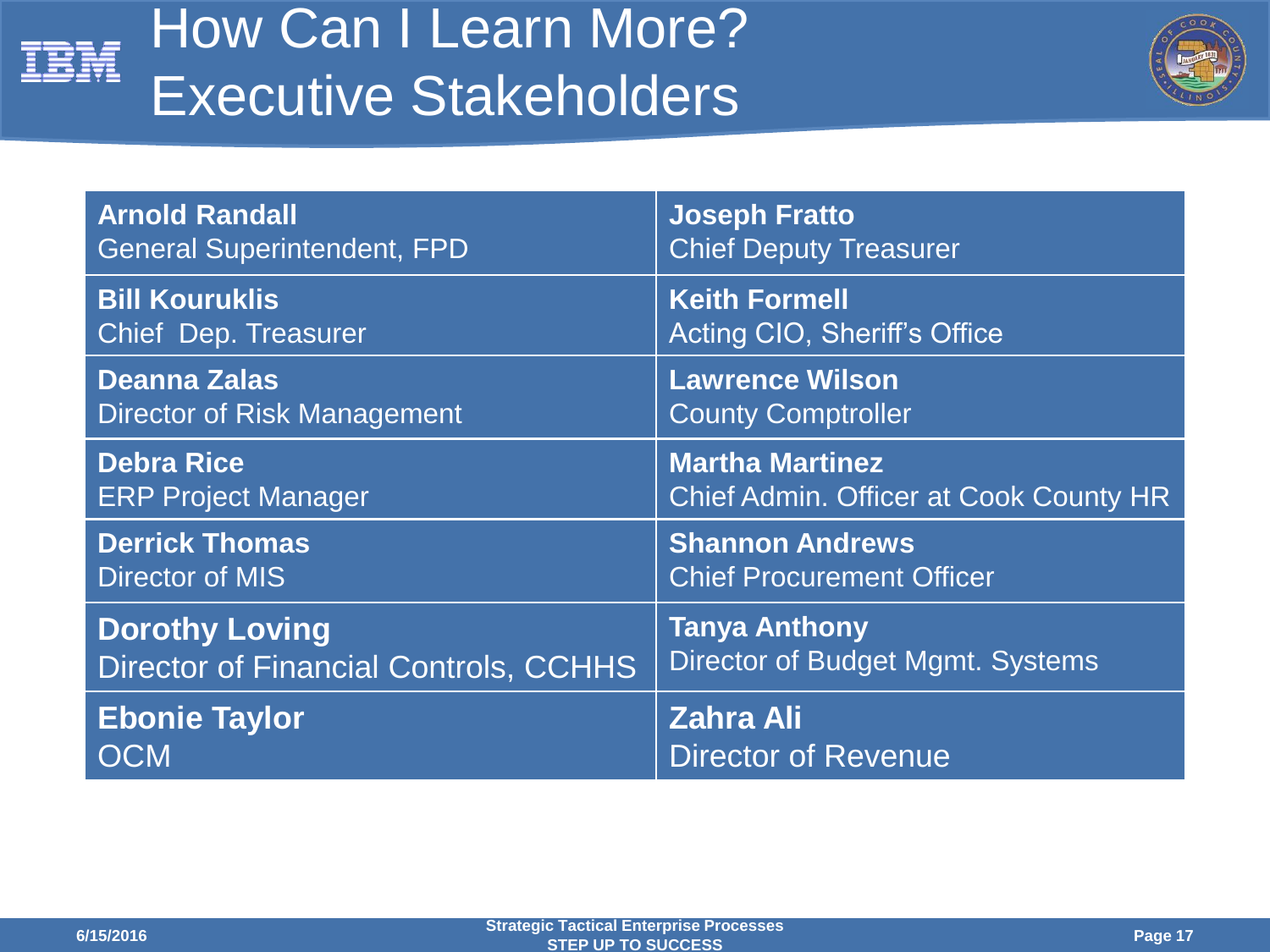# How Can I Learn More? Executive Stakeholders

| | |
|---|---|
| **Arnold Randall**<br>General Superintendent, FPD | **Joseph Fratto**<br>Chief Deputy Treasurer |
| **Bill Kouruklis**<br>Chief Dep. Treasurer | **Keith Formell**<br>Acting CIO, Sheriff's Office |
| **Deanna Zalas**<br>Director of Risk Management | **Lawrence Wilson**<br>County Comptroller |
| **Debra Rice**<br>ERP Project Manager | **Martha Martinez**<br>Chief Admin. Officer at Cook County HR |
| **Derrick Thomas**<br>Director of MIS | **Shannon Andrews**<br>Chief Procurement Officer |
| **Dorothy Loving**<br>Director of Financial Controls, CCHHS | **Tanya Anthony**<br>Director of Budget Mgmt. Systems |
| **Ebonie Taylor**<br>OCM | **Zahra Ali**<br>Director of Revenue |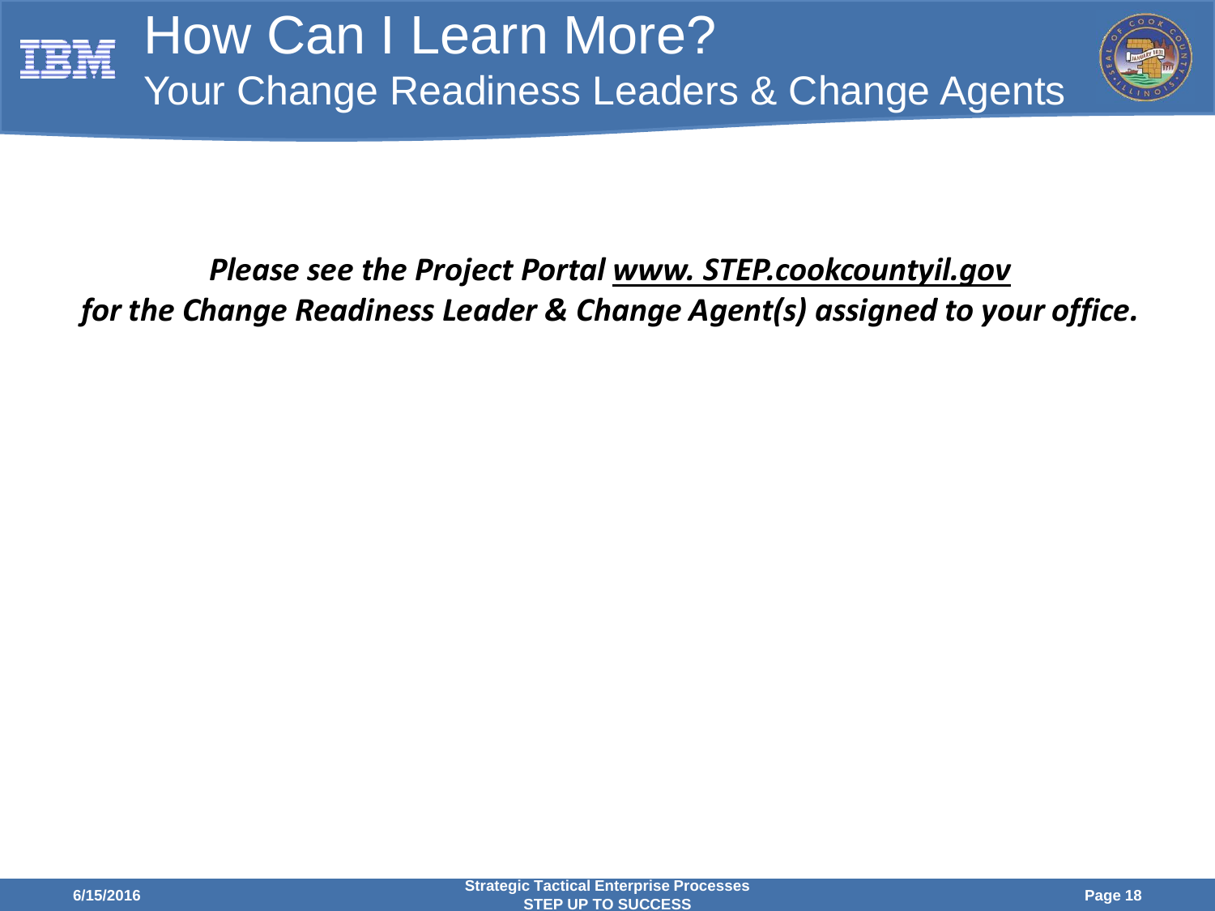# How Can I Learn More?

## Your Change Readiness Leaders & Change Agents

***Please see the Project Portal www. STEP.cookcountyil.gov***
***for the Change Readiness Leader & Change Agent(s) assigned to your office.***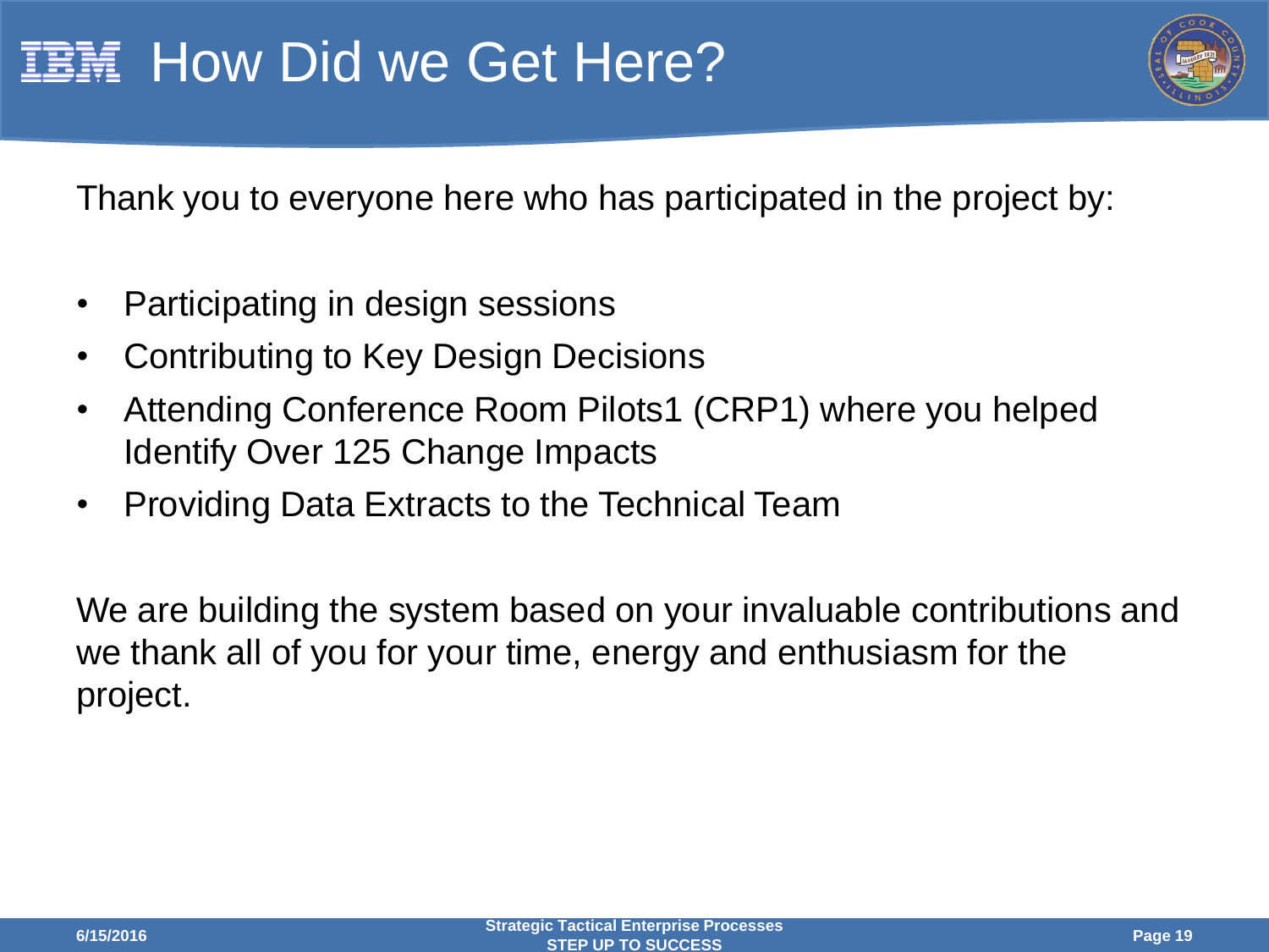# How Did we Get Here?

Thank you to everyone here who has participated in the project by:

- Participating in design sessions
- Contributing to Key Design Decisions
- Attending Conference Room Pilots1 (CRP1) where you helped Identify Over 125 Change Impacts
- Providing Data Extracts to the Technical Team

We are building the system based on your invaluable contributions and we thank all of you for your time, energy and enthusiasm for the project.